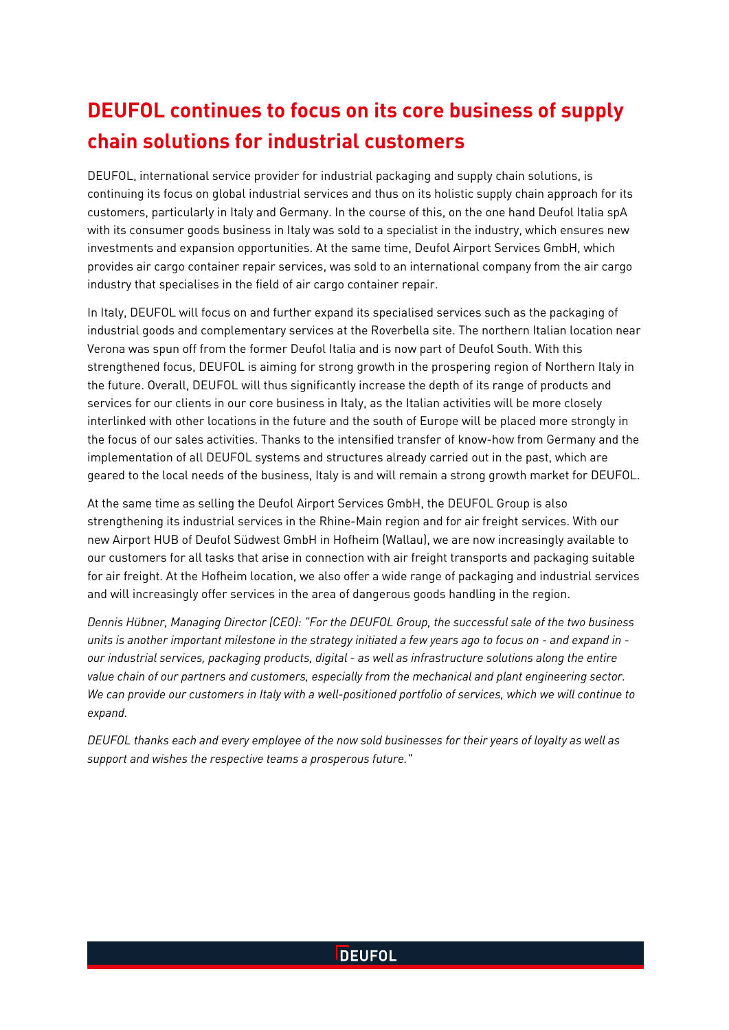# DEUFOL continues to focus on its core business of supply chain solutions for industrial customers

DEUFOL, international service provider for industrial packaging and supply chain solutions, is continuing its focus on global industrial services and thus on its holistic supply chain approach for its customers, particularly in Italy and Germany. In the course of this, on the one hand Deufol Italia spA with its consumer goods business in Italy was sold to a specialist in the industry, which ensures new investments and expansion opportunities. At the same time, Deufol Airport Services GmbH, which provides air cargo container repair services, was sold to an international company from the air cargo industry that specialises in the field of air cargo container repair.

In Italy, DEUFOL will focus on and further expand its specialised services such as the packaging of industrial goods and complementary services at the Roverbella site. The northern Italian location near Verona was spun off from the former Deufol Italia and is now part of Deufol South. With this strengthened focus, DEUFOL is aiming for strong growth in the prospering region of Northern Italy in the future. Overall, DEUFOL will thus significantly increase the depth of its range of products and services for our clients in our core business in Italy, as the Italian activities will be more closely interlinked with other locations in the future and the south of Europe will be placed more strongly in the focus of our sales activities. Thanks to the intensified transfer of know-how from Germany and the implementation of all DEUFOL systems and structures already carried out in the past, which are geared to the local needs of the business, Italy is and will remain a strong growth market for DEUFOL.

At the same time as selling the Deufol Airport Services GmbH, the DEUFOL Group is also strengthening its industrial services in the Rhine-Main region and for air freight services. With our new Airport HUB of Deufol Südwest GmbH in Hofheim (Wallau), we are now increasingly available to our customers for all tasks that arise in connection with air freight transports and packaging suitable for air freight. At the Hofheim location, we also offer a wide range of packaging and industrial services and will increasingly offer services in the area of dangerous goods handling in the region.

*Dennis Hübner, Managing Director (CEO): "For the DEUFOL Group, the successful sale of the two business units is another important milestone in the strategy initiated a few years ago to focus on - and expand in - our industrial services, packaging products, digital - as well as infrastructure solutions along the entire value chain of our partners and customers, especially from the mechanical and plant engineering sector. We can provide our customers in Italy with a well-positioned portfolio of services, which we will continue to expand.*

*DEUFOL thanks each and every employee of the now sold businesses for their years of loyalty as well as support and wishes the respective teams a prosperous future."*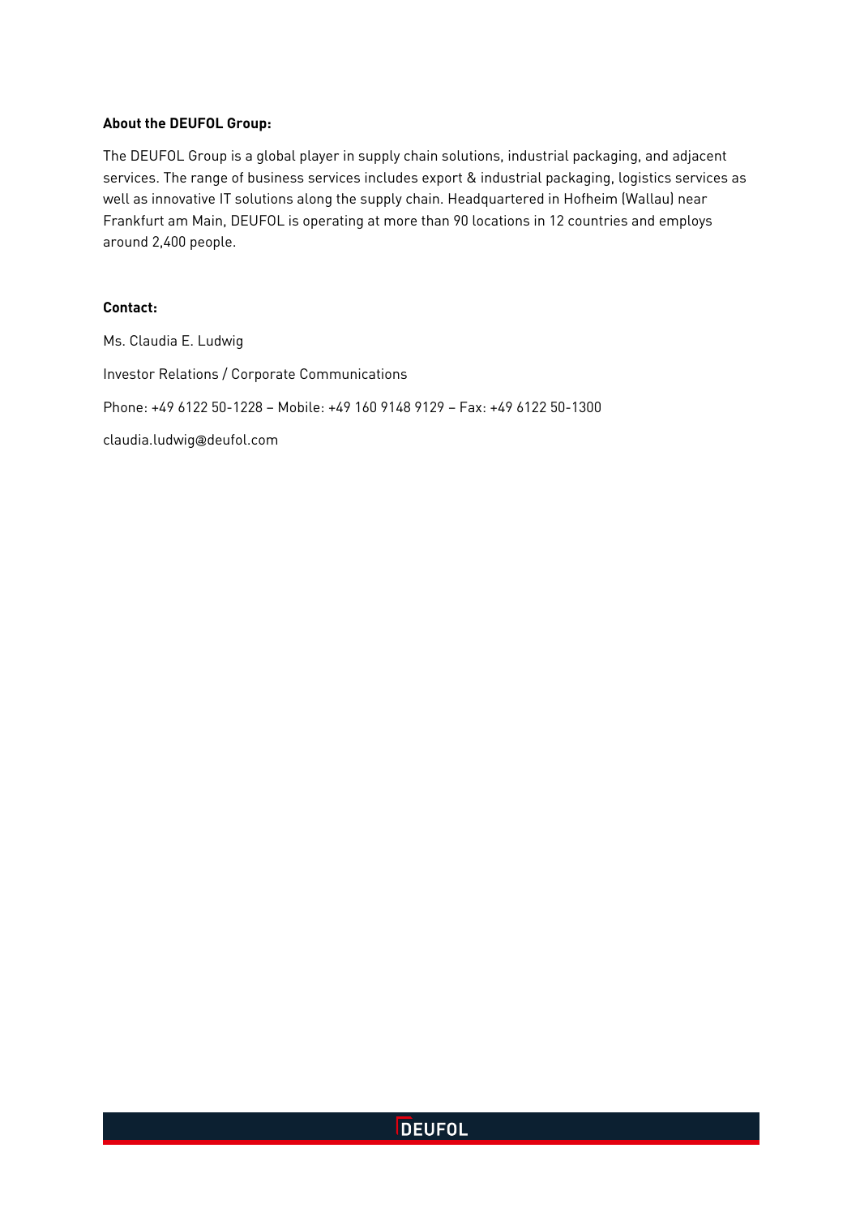**About the DEUFOL Group:**

The DEUFOL Group is a global player in supply chain solutions, industrial packaging, and adjacent services. The range of business services includes export & industrial packaging, logistics services as well as innovative IT solutions along the supply chain. Headquartered in Hofheim (Wallau) near Frankfurt am Main, DEUFOL is operating at more than 90 locations in 12 countries and employs around 2,400 people.

**Contact:**

Ms. Claudia E. Ludwig

Investor Relations / Corporate Communications

Phone: +49 6122 50-1228 – Mobile: +49 160 9148 9129 – Fax: +49 6122 50-1300

claudia.ludwig@deufol.com